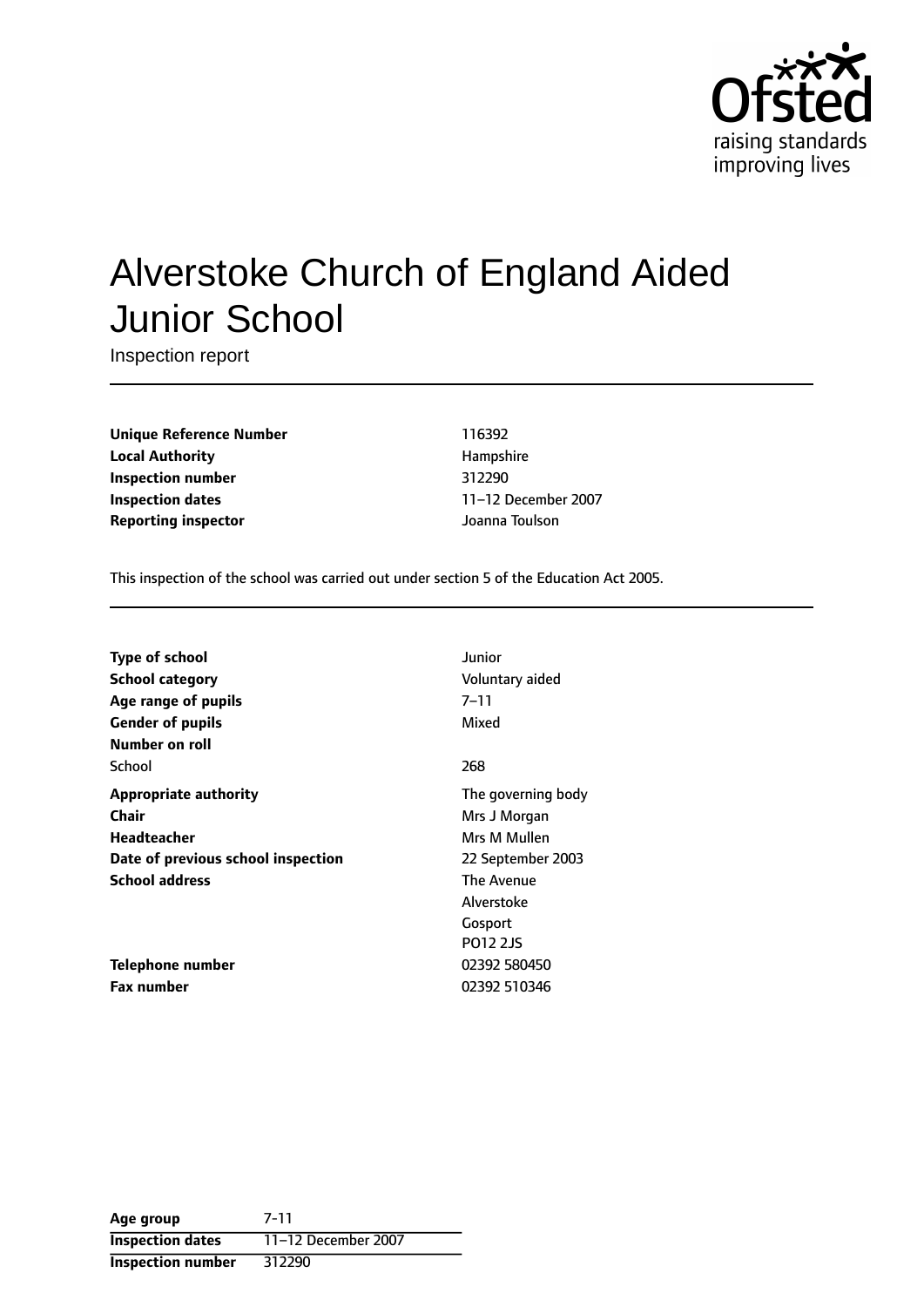# Alverstoke Church of England Aided Junior School

Inspection report

| | |
|---|---|
| **Unique Reference Number** | 116392 |
| **Local Authority** | Hampshire |
| **Inspection number** | 312290 |
| **Inspection dates** | 11–12 December 2007 |
| **Reporting inspector** | Joanna Toulson |

This inspection of the school was carried out under section 5 of the Education Act 2005.

| | |
|---|---|
| **Type of school** | Junior |
| **School category** | Voluntary aided |
| **Age range of pupils** | 7–11 |
| **Gender of pupils** | Mixed |
| **Number on roll** | |
| School | 268 |
| **Appropriate authority** | The governing body |
| **Chair** | Mrs J Morgan |
| **Headteacher** | Mrs M Mullen |
| **Date of previous school inspection** | 22 September 2003 |
| **School address** | The Avenue<br>Alverstoke<br>Gosport<br>PO12 2JS |
| **Telephone number** | 02392 580450 |
| **Fax number** | 02392 510346 |

| | |
|---|---|
| **Age group** | 7-11 |
| **Inspection dates** | 11–12 December 2007 |
| **Inspection number** | 312290 |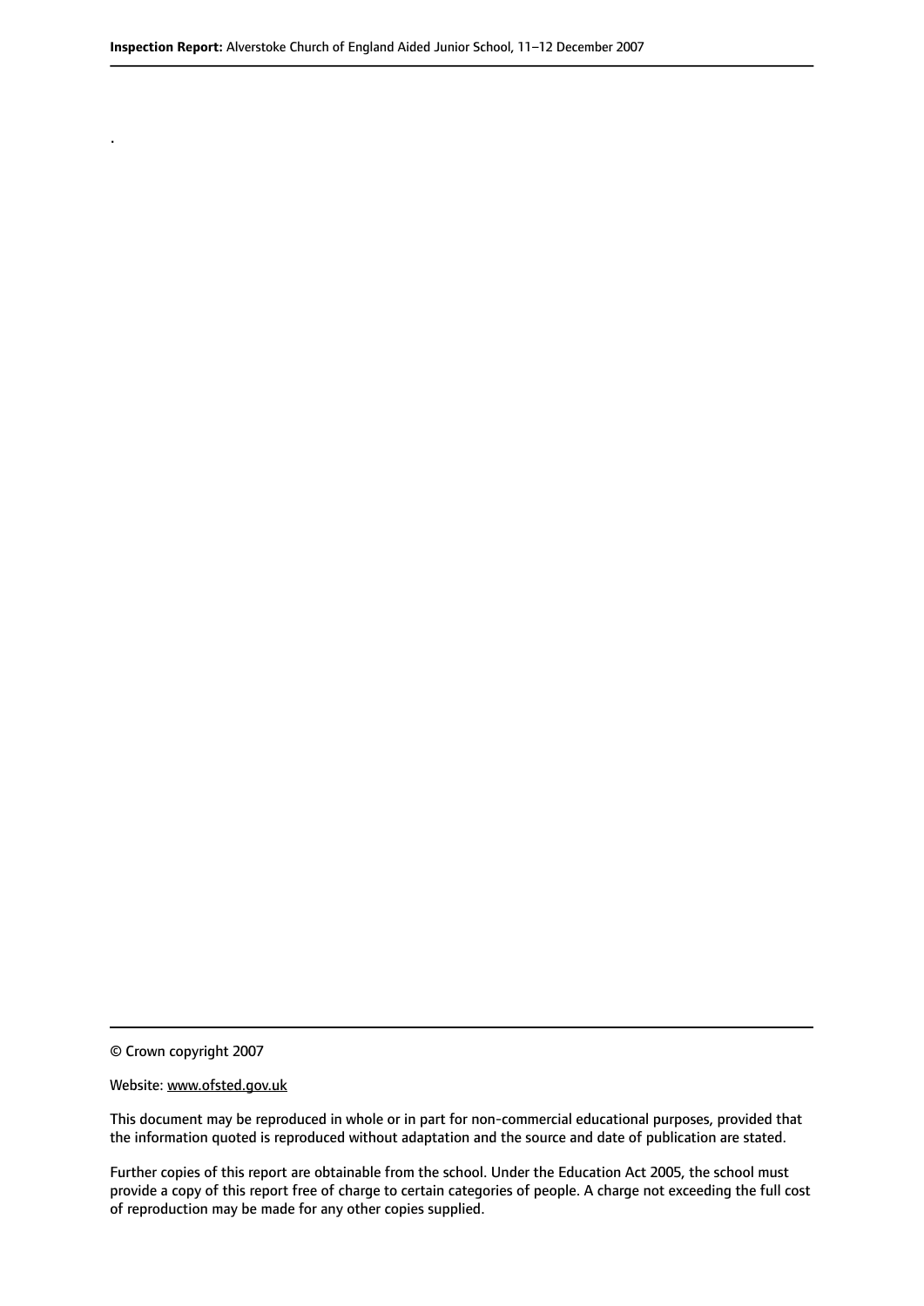.

© Crown copyright 2007

Website: www.ofsted.gov.uk

This document may be reproduced in whole or in part for non-commercial educational purposes, provided that the information quoted is reproduced without adaptation and the source and date of publication are stated.

Further copies of this report are obtainable from the school. Under the Education Act 2005, the school must provide a copy of this report free of charge to certain categories of people. A charge not exceeding the full cost of reproduction may be made for any other copies supplied.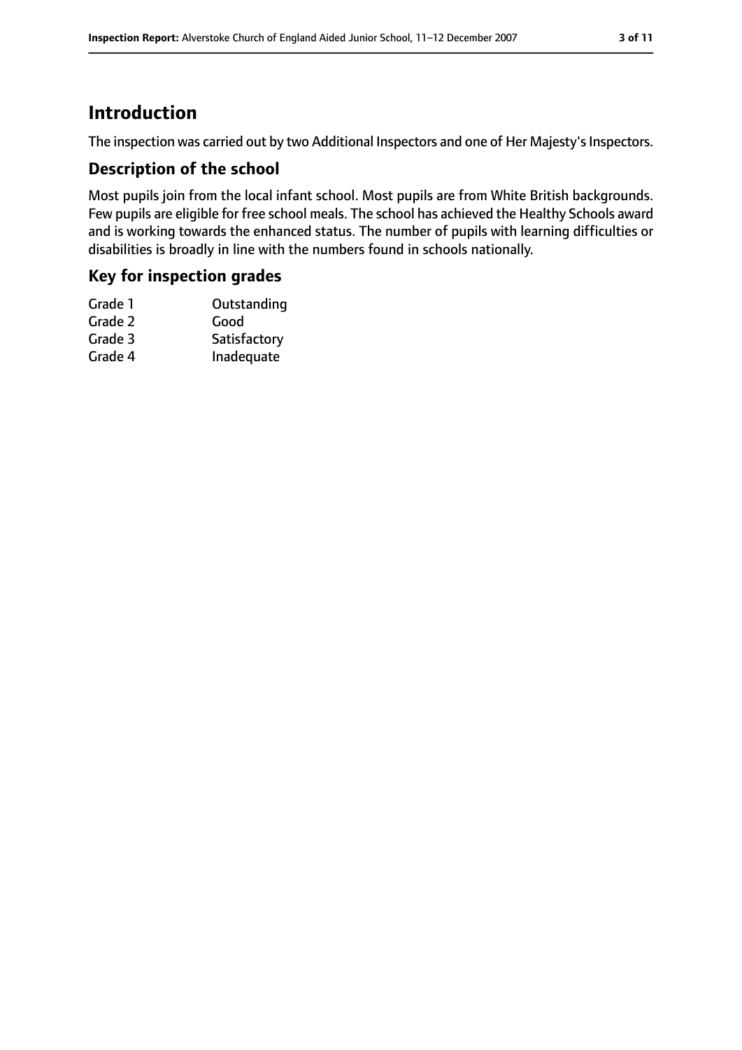# Introduction

The inspection was carried out by two Additional Inspectors and one of Her Majesty's Inspectors.

## Description of the school

Most pupils join from the local infant school. Most pupils are from White British backgrounds. Few pupils are eligible for free school meals. The school has achieved the Healthy Schools award and is working towards the enhanced status. The number of pupils with learning difficulties or disabilities is broadly in line with the numbers found in schools nationally.

## Key for inspection grades

| | |
|---|---|
| Grade 1 | Outstanding |
| Grade 2 | Good |
| Grade 3 | Satisfactory |
| Grade 4 | Inadequate |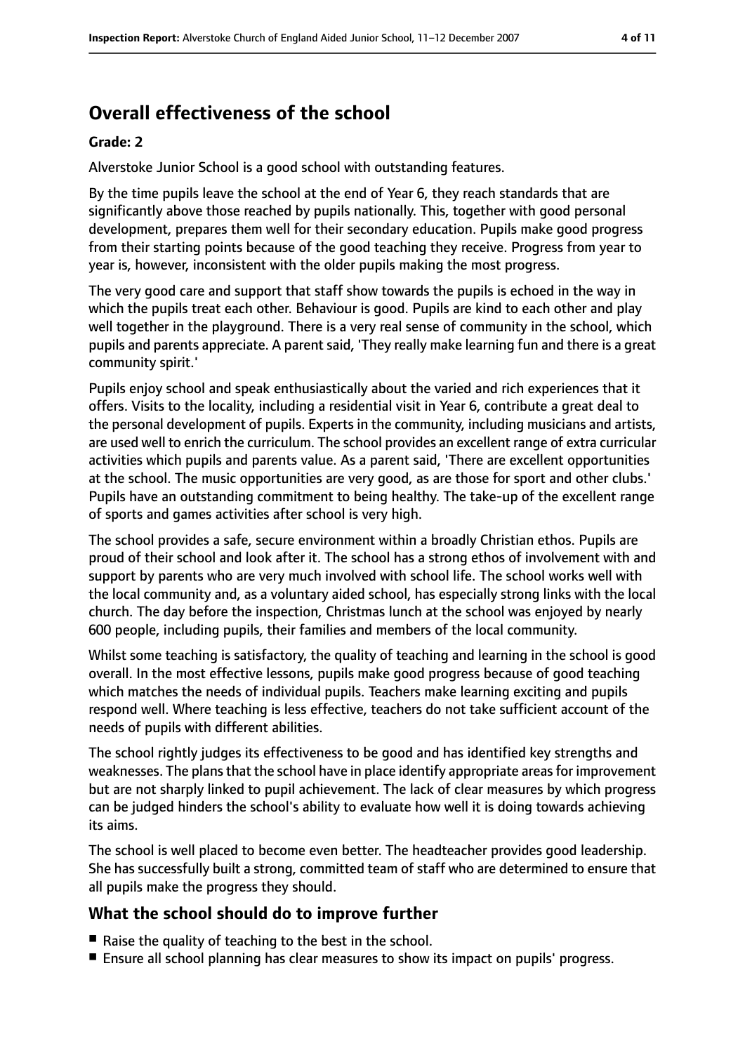## Overall effectiveness of the school

**Grade: 2**

Alverstoke Junior School is a good school with outstanding features.

By the time pupils leave the school at the end of Year 6, they reach standards that are significantly above those reached by pupils nationally. This, together with good personal development, prepares them well for their secondary education. Pupils make good progress from their starting points because of the good teaching they receive. Progress from year to year is, however, inconsistent with the older pupils making the most progress.

The very good care and support that staff show towards the pupils is echoed in the way in which the pupils treat each other. Behaviour is good. Pupils are kind to each other and play well together in the playground. There is a very real sense of community in the school, which pupils and parents appreciate. A parent said, 'They really make learning fun and there is a great community spirit.'

Pupils enjoy school and speak enthusiastically about the varied and rich experiences that it offers. Visits to the locality, including a residential visit in Year 6, contribute a great deal to the personal development of pupils. Experts in the community, including musicians and artists, are used well to enrich the curriculum. The school provides an excellent range of extra curricular activities which pupils and parents value. As a parent said, 'There are excellent opportunities at the school. The music opportunities are very good, as are those for sport and other clubs.' Pupils have an outstanding commitment to being healthy. The take-up of the excellent range of sports and games activities after school is very high.

The school provides a safe, secure environment within a broadly Christian ethos. Pupils are proud of their school and look after it. The school has a strong ethos of involvement with and support by parents who are very much involved with school life. The school works well with the local community and, as a voluntary aided school, has especially strong links with the local church. The day before the inspection, Christmas lunch at the school was enjoyed by nearly 600 people, including pupils, their families and members of the local community.

Whilst some teaching is satisfactory, the quality of teaching and learning in the school is good overall. In the most effective lessons, pupils make good progress because of good teaching which matches the needs of individual pupils. Teachers make learning exciting and pupils respond well. Where teaching is less effective, teachers do not take sufficient account of the needs of pupils with different abilities.

The school rightly judges its effectiveness to be good and has identified key strengths and weaknesses. The plans that the school have in place identify appropriate areas for improvement but are not sharply linked to pupil achievement. The lack of clear measures by which progress can be judged hinders the school's ability to evaluate how well it is doing towards achieving its aims.

The school is well placed to become even better. The headteacher provides good leadership. She has successfully built a strong, committed team of staff who are determined to ensure that all pupils make the progress they should.

### What the school should do to improve further

- Raise the quality of teaching to the best in the school.
- Ensure all school planning has clear measures to show its impact on pupils' progress.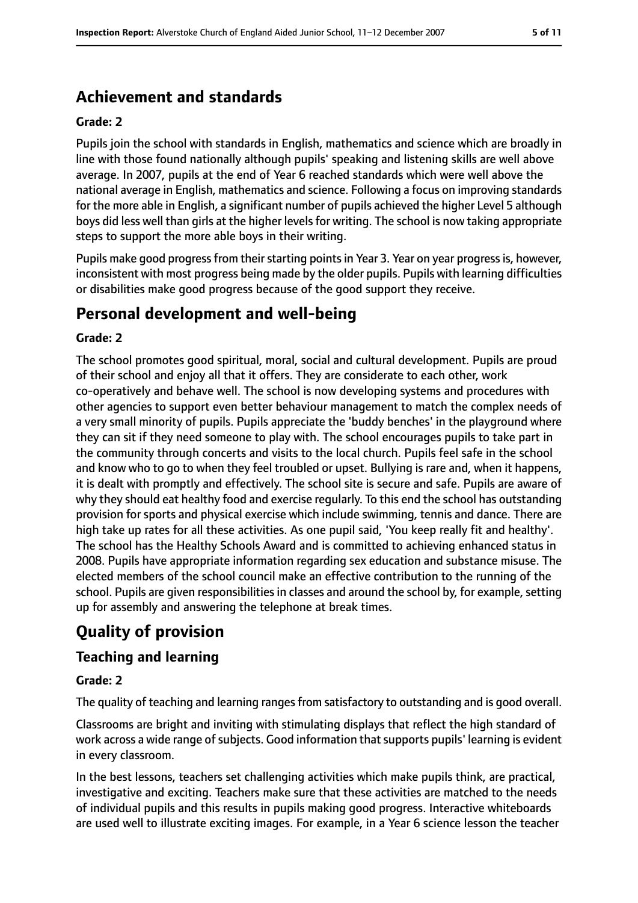## Achievement and standards

**Grade: 2**

Pupils join the school with standards in English, mathematics and science which are broadly in line with those found nationally although pupils' speaking and listening skills are well above average. In 2007, pupils at the end of Year 6 reached standards which were well above the national average in English, mathematics and science. Following a focus on improving standards for the more able in English, a significant number of pupils achieved the higher Level 5 although boys did less well than girls at the higher levels for writing. The school is now taking appropriate steps to support the more able boys in their writing.

Pupils make good progress from their starting points in Year 3. Year on year progress is, however, inconsistent with most progress being made by the older pupils. Pupils with learning difficulties or disabilities make good progress because of the good support they receive.

## Personal development and well-being

**Grade: 2**

The school promotes good spiritual, moral, social and cultural development. Pupils are proud of their school and enjoy all that it offers. They are considerate to each other, work co-operatively and behave well. The school is now developing systems and procedures with other agencies to support even better behaviour management to match the complex needs of a very small minority of pupils. Pupils appreciate the 'buddy benches' in the playground where they can sit if they need someone to play with. The school encourages pupils to take part in the community through concerts and visits to the local church. Pupils feel safe in the school and know who to go to when they feel troubled or upset. Bullying is rare and, when it happens, it is dealt with promptly and effectively. The school site is secure and safe. Pupils are aware of why they should eat healthy food and exercise regularly. To this end the school has outstanding provision for sports and physical exercise which include swimming, tennis and dance. There are high take up rates for all these activities. As one pupil said, 'You keep really fit and healthy'. The school has the Healthy Schools Award and is committed to achieving enhanced status in 2008. Pupils have appropriate information regarding sex education and substance misuse. The elected members of the school council make an effective contribution to the running of the school. Pupils are given responsibilities in classes and around the school by, for example, setting up for assembly and answering the telephone at break times.

# Quality of provision

## Teaching and learning

**Grade: 2**

The quality of teaching and learning ranges from satisfactory to outstanding and is good overall.

Classrooms are bright and inviting with stimulating displays that reflect the high standard of work across a wide range of subjects. Good information that supports pupils' learning is evident in every classroom.

In the best lessons, teachers set challenging activities which make pupils think, are practical, investigative and exciting. Teachers make sure that these activities are matched to the needs of individual pupils and this results in pupils making good progress. Interactive whiteboards are used well to illustrate exciting images. For example, in a Year 6 science lesson the teacher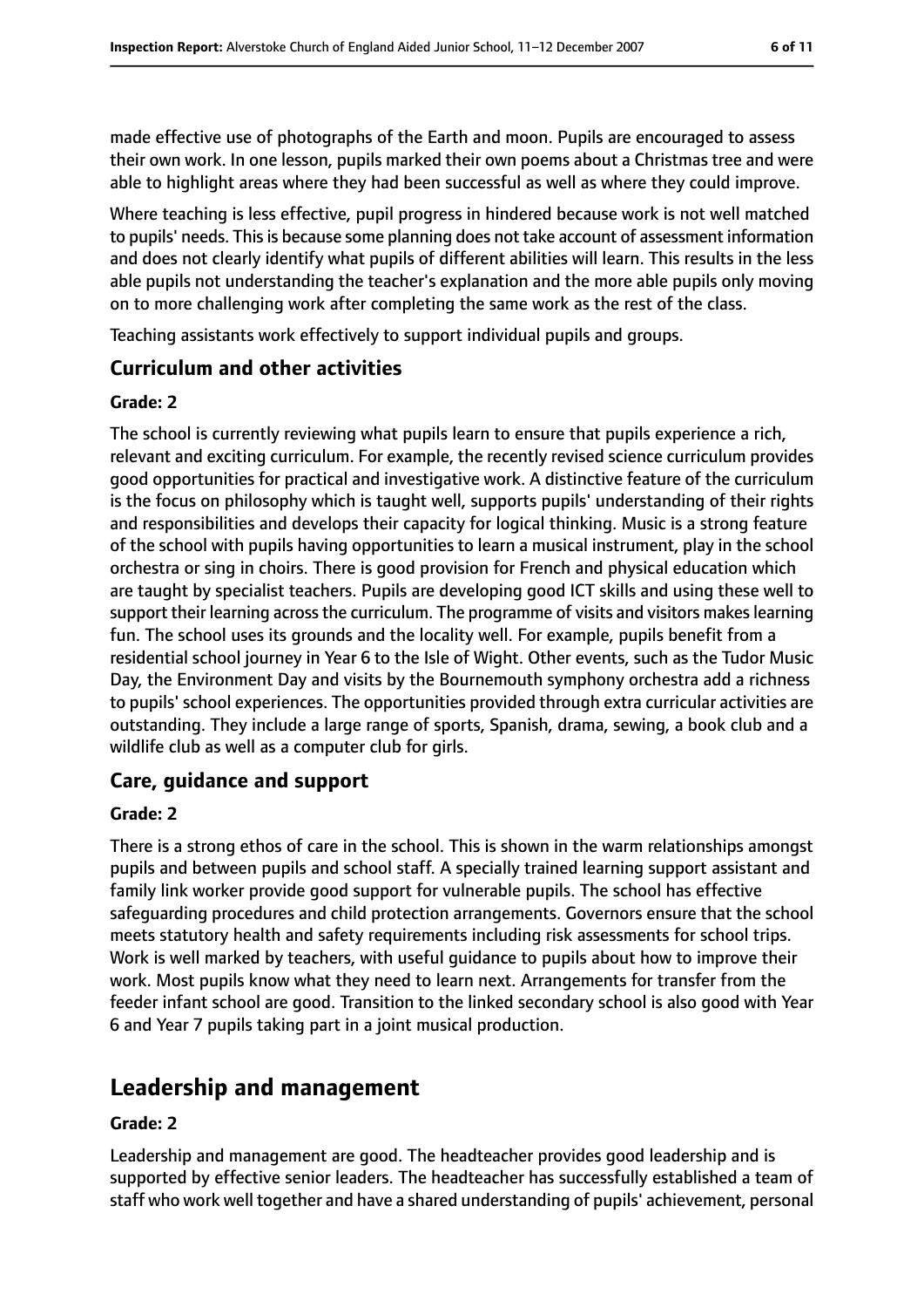made effective use of photographs of the Earth and moon. Pupils are encouraged to assess their own work. In one lesson, pupils marked their own poems about a Christmas tree and were able to highlight areas where they had been successful as well as where they could improve.

Where teaching is less effective, pupil progress in hindered because work is not well matched to pupils' needs. This is because some planning does not take account of assessment information and does not clearly identify what pupils of different abilities will learn. This results in the less able pupils not understanding the teacher's explanation and the more able pupils only moving on to more challenging work after completing the same work as the rest of the class.

Teaching assistants work effectively to support individual pupils and groups.

### Curriculum and other activities

#### Grade: 2

The school is currently reviewing what pupils learn to ensure that pupils experience a rich, relevant and exciting curriculum. For example, the recently revised science curriculum provides good opportunities for practical and investigative work. A distinctive feature of the curriculum is the focus on philosophy which is taught well, supports pupils' understanding of their rights and responsibilities and develops their capacity for logical thinking. Music is a strong feature of the school with pupils having opportunities to learn a musical instrument, play in the school orchestra or sing in choirs. There is good provision for French and physical education which are taught by specialist teachers. Pupils are developing good ICT skills and using these well to support their learning across the curriculum. The programme of visits and visitors makes learning fun. The school uses its grounds and the locality well. For example, pupils benefit from a residential school journey in Year 6 to the Isle of Wight. Other events, such as the Tudor Music Day, the Environment Day and visits by the Bournemouth symphony orchestra add a richness to pupils' school experiences. The opportunities provided through extra curricular activities are outstanding. They include a large range of sports, Spanish, drama, sewing, a book club and a wildlife club as well as a computer club for girls.

### Care, guidance and support

#### Grade: 2

There is a strong ethos of care in the school. This is shown in the warm relationships amongst pupils and between pupils and school staff. A specially trained learning support assistant and family link worker provide good support for vulnerable pupils. The school has effective safeguarding procedures and child protection arrangements. Governors ensure that the school meets statutory health and safety requirements including risk assessments for school trips. Work is well marked by teachers, with useful guidance to pupils about how to improve their work. Most pupils know what they need to learn next. Arrangements for transfer from the feeder infant school are good. Transition to the linked secondary school is also good with Year 6 and Year 7 pupils taking part in a joint musical production.

## Leadership and management

#### Grade: 2

Leadership and management are good. The headteacher provides good leadership and is supported by effective senior leaders. The headteacher has successfully established a team of staff who work well together and have a shared understanding of pupils' achievement, personal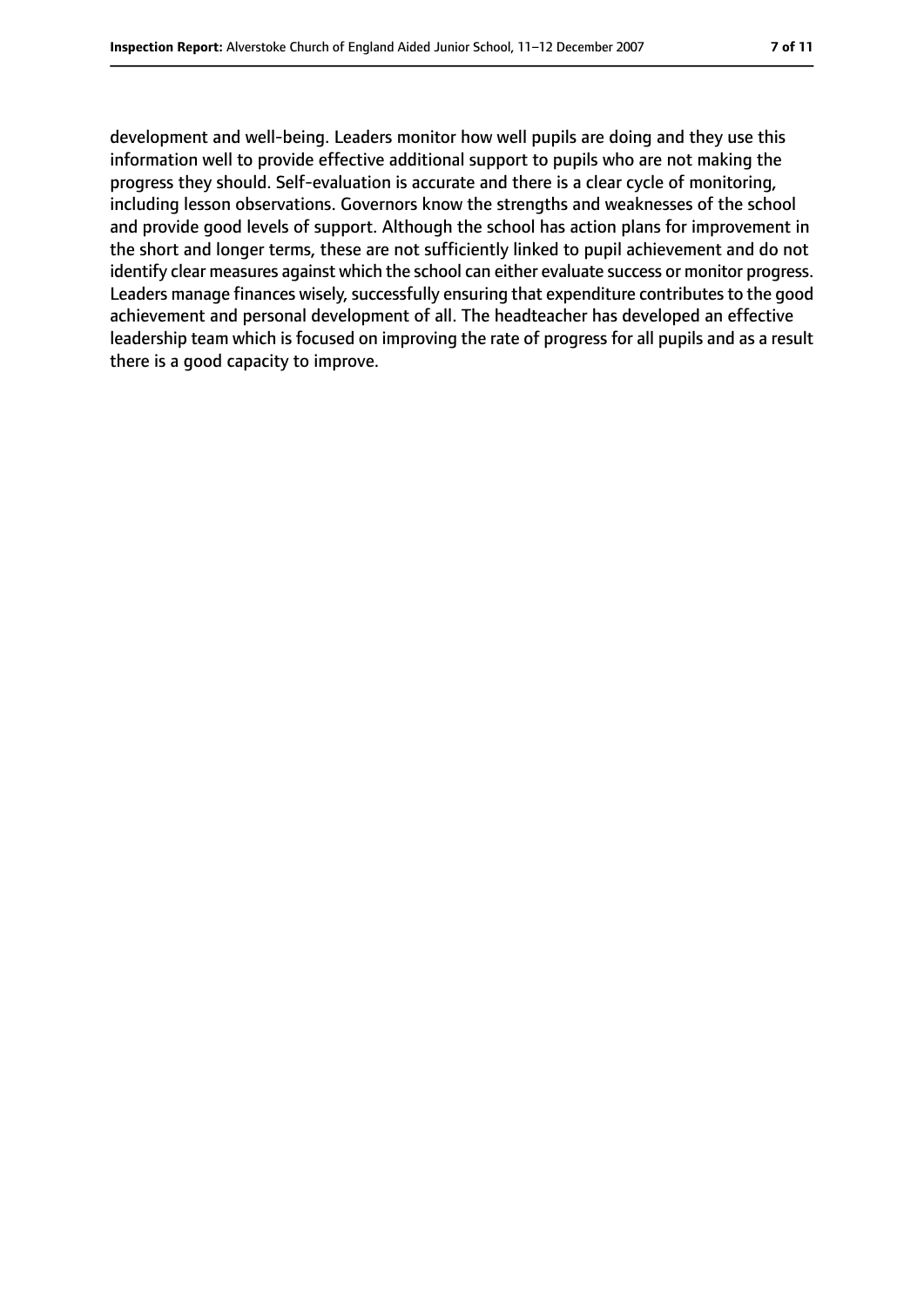development and well-being. Leaders monitor how well pupils are doing and they use this information well to provide effective additional support to pupils who are not making the progress they should. Self-evaluation is accurate and there is a clear cycle of monitoring, including lesson observations. Governors know the strengths and weaknesses of the school and provide good levels of support. Although the school has action plans for improvement in the short and longer terms, these are not sufficiently linked to pupil achievement and do not identify clear measures against which the school can either evaluate success or monitor progress. Leaders manage finances wisely, successfully ensuring that expenditure contributes to the good achievement and personal development of all. The headteacher has developed an effective leadership team which is focused on improving the rate of progress for all pupils and as a result there is a good capacity to improve.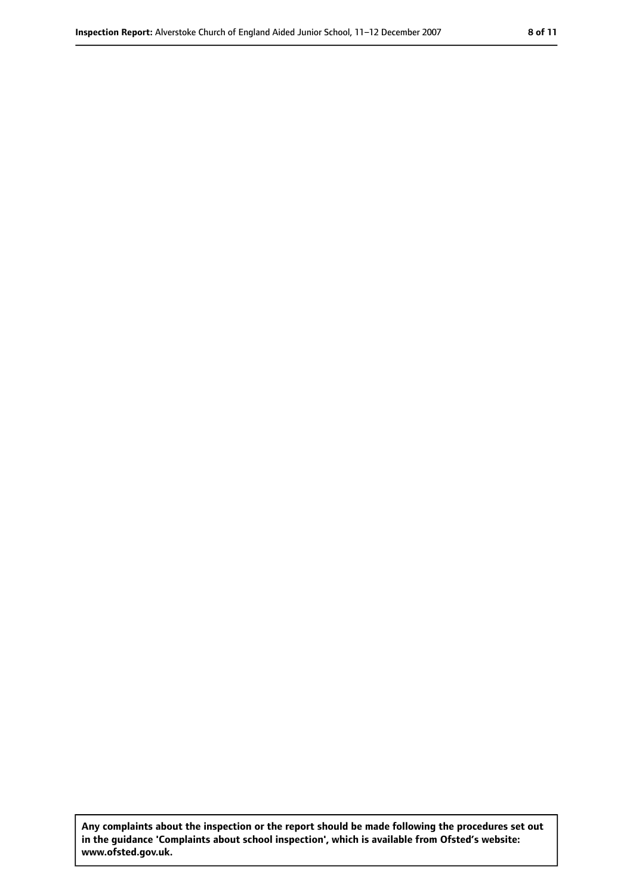**Any complaints about the inspection or the report should be made following the procedures set out in the guidance 'Complaints about school inspection', which is available from Ofsted's website: www.ofsted.gov.uk.**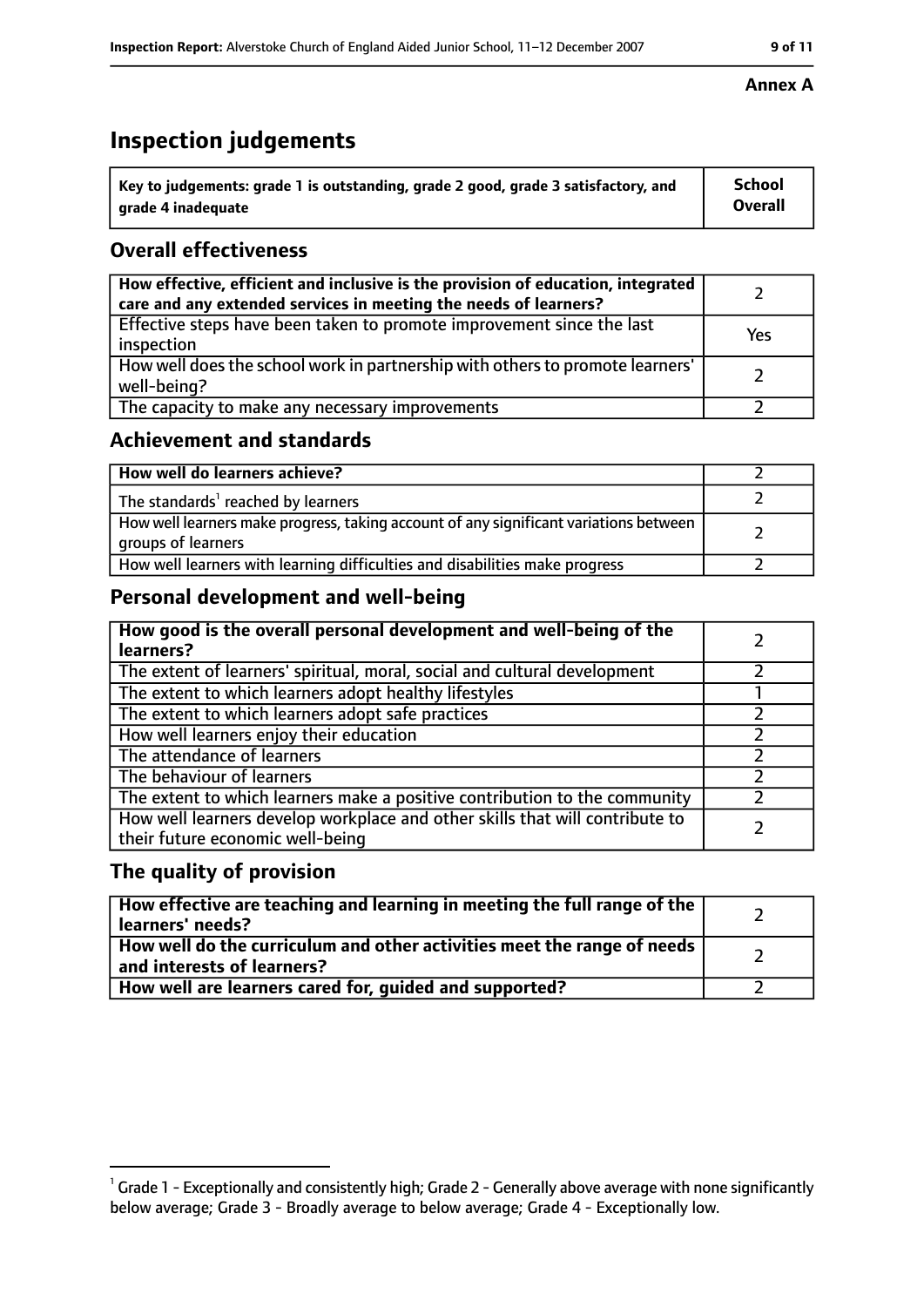**Annex A**

# Inspection judgements

| Key to judgements: grade 1 is outstanding, grade 2 good, grade 3 satisfactory, and grade 4 inadequate | School Overall |
|---|---|

## Overall effectiveness

| | |
|---|---|
| How effective, efficient and inclusive is the provision of education, integrated care and any extended services in meeting the needs of learners? | 2 |
| Effective steps have been taken to promote improvement since the last inspection | Yes |
| How well does the school work in partnership with others to promote learners' well-being? | 2 |
| The capacity to make any necessary improvements | 2 |

## Achievement and standards

| | |
|---|---|
| How well do learners achieve? | 2 |
| The standards[1] reached by learners | 2 |
| How well learners make progress, taking account of any significant variations between groups of learners | 2 |
| How well learners with learning difficulties and disabilities make progress | 2 |

## Personal development and well-being

| | |
|---|---|
| How good is the overall personal development and well-being of the learners? | 2 |
| The extent of learners' spiritual, moral, social and cultural development | 2 |
| The extent to which learners adopt healthy lifestyles | 1 |
| The extent to which learners adopt safe practices | 2 |
| How well learners enjoy their education | 2 |
| The attendance of learners | 2 |
| The behaviour of learners | 2 |
| The extent to which learners make a positive contribution to the community | 2 |
| How well learners develop workplace and other skills that will contribute to their future economic well-being | 2 |

## The quality of provision

| | |
|---|---|
| How effective are teaching and learning in meeting the full range of the learners' needs? | 2 |
| How well do the curriculum and other activities meet the range of needs and interests of learners? | 2 |
| How well are learners cared for, guided and supported? | 2 |

[1] Grade 1 - Exceptionally and consistently high; Grade 2 - Generally above average with none significantly below average; Grade 3 - Broadly average to below average; Grade 4 - Exceptionally low.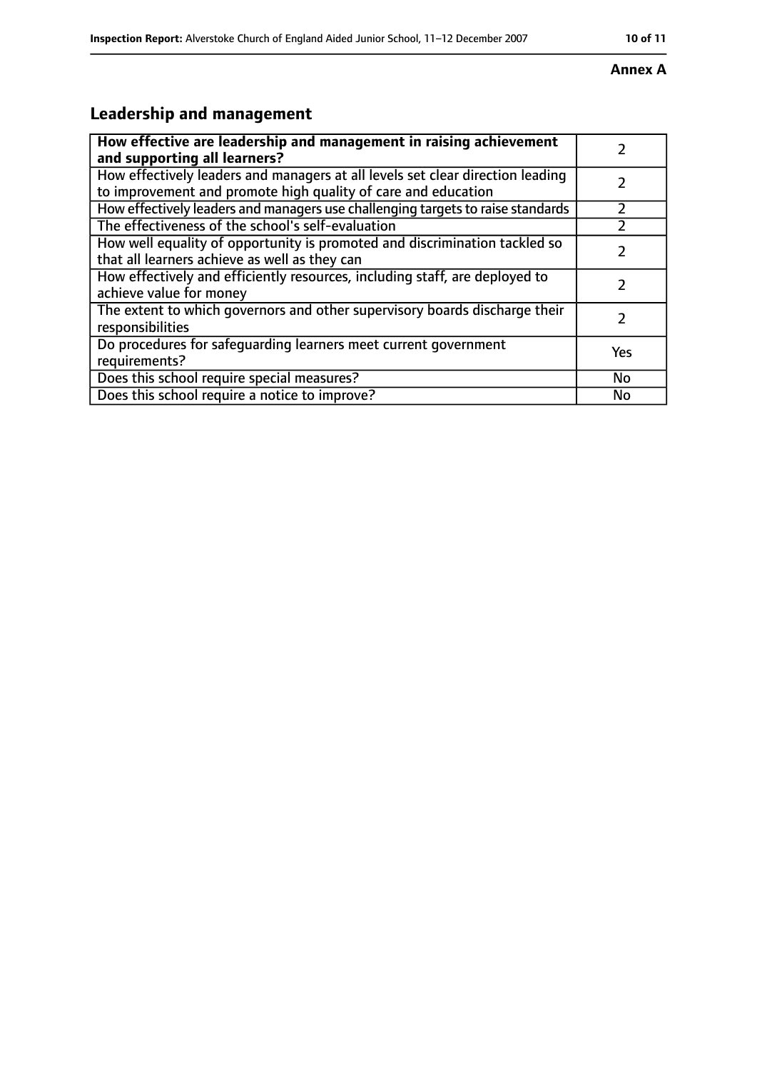**Annex A**

## Leadership and management

| **How effective are leadership and management in raising achievement and supporting all learners?** | 2 |
|---|---|
| How effectively leaders and managers at all levels set clear direction leading to improvement and promote high quality of care and education | 2 |
| How effectively leaders and managers use challenging targets to raise standards | 2 |
| The effectiveness of the school's self-evaluation | 2 |
| How well equality of opportunity is promoted and discrimination tackled so that all learners achieve as well as they can | 2 |
| How effectively and efficiently resources, including staff, are deployed to achieve value for money | 2 |
| The extent to which governors and other supervisory boards discharge their responsibilities | 2 |
| Do procedures for safeguarding learners meet current government requirements? | Yes |
| Does this school require special measures? | No |
| Does this school require a notice to improve? | No |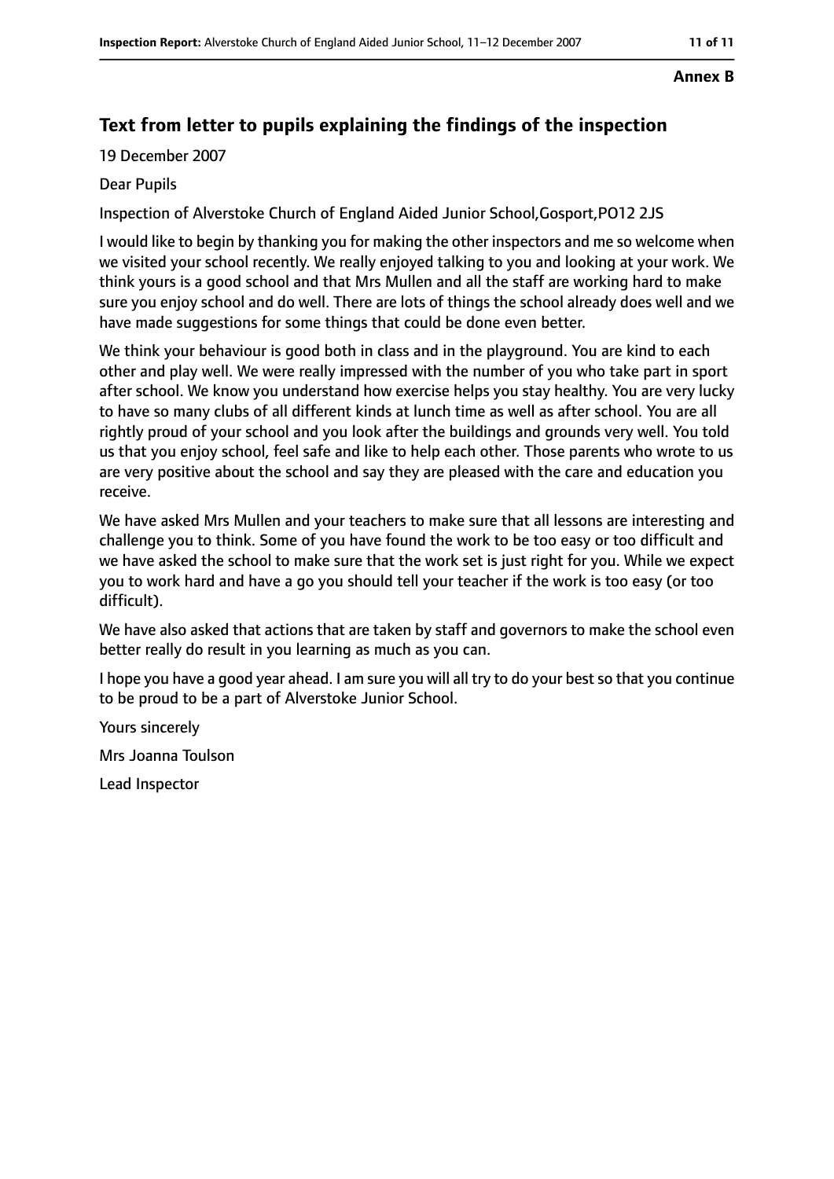**Annex B**

## Text from letter to pupils explaining the findings of the inspection

19 December 2007

Dear Pupils

Inspection of Alverstoke Church of England Aided Junior School,Gosport,PO12 2JS

I would like to begin by thanking you for making the other inspectors and me so welcome when we visited your school recently. We really enjoyed talking to you and looking at your work. We think yours is a good school and that Mrs Mullen and all the staff are working hard to make sure you enjoy school and do well. There are lots of things the school already does well and we have made suggestions for some things that could be done even better.

We think your behaviour is good both in class and in the playground. You are kind to each other and play well. We were really impressed with the number of you who take part in sport after school. We know you understand how exercise helps you stay healthy. You are very lucky to have so many clubs of all different kinds at lunch time as well as after school. You are all rightly proud of your school and you look after the buildings and grounds very well. You told us that you enjoy school, feel safe and like to help each other. Those parents who wrote to us are very positive about the school and say they are pleased with the care and education you receive.

We have asked Mrs Mullen and your teachers to make sure that all lessons are interesting and challenge you to think. Some of you have found the work to be too easy or too difficult and we have asked the school to make sure that the work set is just right for you. While we expect you to work hard and have a go you should tell your teacher if the work is too easy (or too difficult).

We have also asked that actions that are taken by staff and governors to make the school even better really do result in you learning as much as you can.

I hope you have a good year ahead. I am sure you will all try to do your best so that you continue to be proud to be a part of Alverstoke Junior School.

Yours sincerely

Mrs Joanna Toulson

Lead Inspector